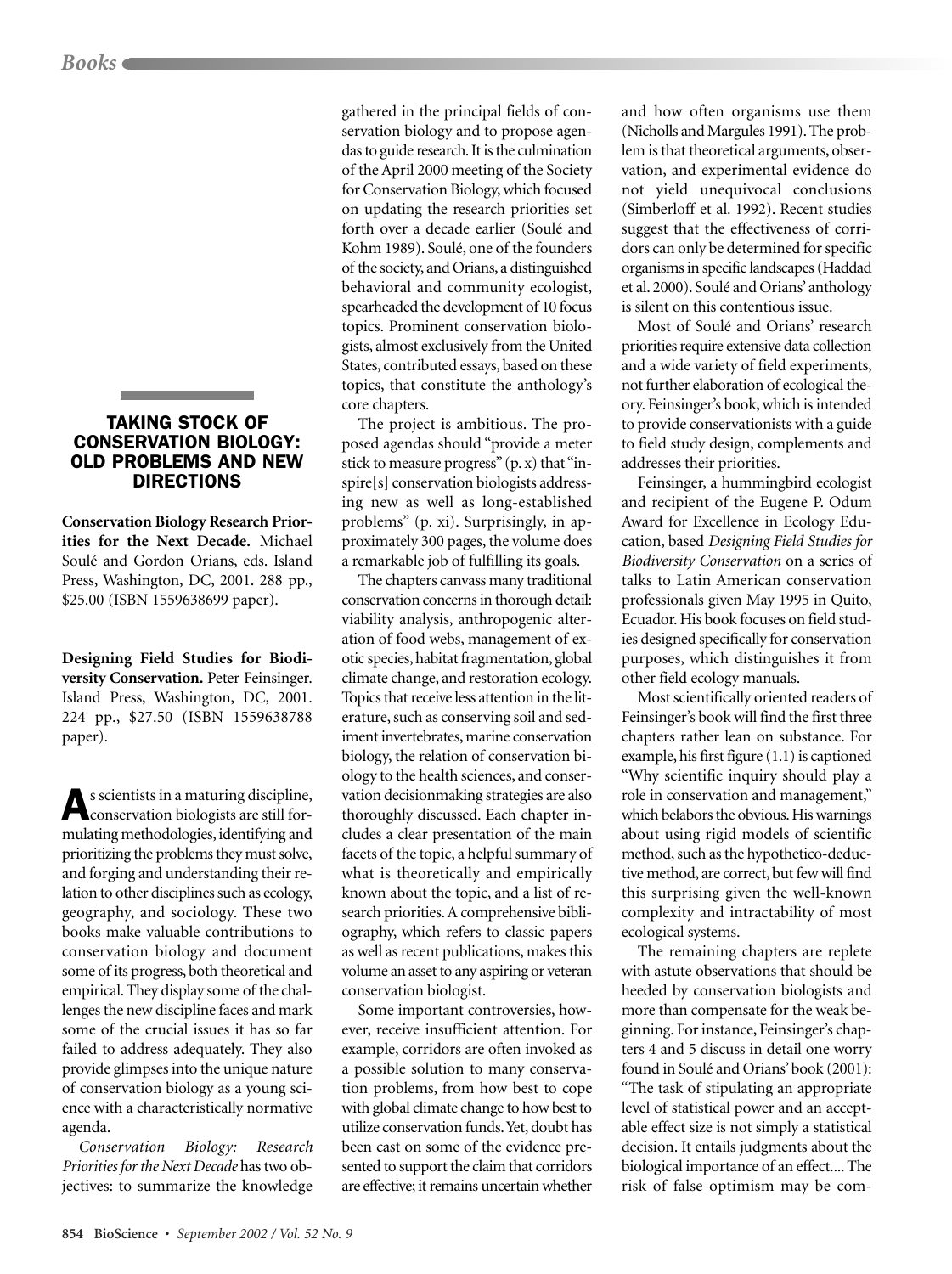## TAKING STOCK OF CONSERVATION BIOLOGY: OLD PROBLEMS AND NEW DIRECTIONS

**Conservation Biology Research Priorities for the Next Decade.** Michael Soulé and Gordon Orians, eds. Island Press, Washington, DC, 2001. 288 pp., $25.00 (ISBN 1559638699 paper).

**Designing Field Studies for Biodiversity Conservation.** Peter Feinsinger. Island Press, Washington, DC, 2001. 224 pp., $27.50 (ISBN 1559638788 paper).

As scientists in a maturing discipline, conservation biologists are still formulating methodologies, identifying and prioritizing the problems they must solve, and forging and understanding their relation to other disciplines such as ecology, geography, and sociology. These two books make valuable contributions to conservation biology and document some of its progress, both theoretical and empirical. They display some of the challenges the new discipline faces and mark some of the crucial issues it has so far failed to address adequately. They also provide glimpses into the unique nature of conservation biology as a young science with a characteristically normative agenda.

*Conservation Biology: Research Priorities for the Next Decade* has two objectives: to summarize the knowledge gathered in the principal fields of conservation biology and to propose agendas to guide research. It is the culmination of the April 2000 meeting of the Society for Conservation Biology, which focused on updating the research priorities set forth over a decade earlier (Soulé and Kohm 1989). Soulé, one of the founders of the society, and Orians, a distinguished behavioral and community ecologist, spearheaded the development of 10 focus topics. Prominent conservation biologists, almost exclusively from the United States, contributed essays, based on these topics, that constitute the anthology's core chapters.

The project is ambitious. The proposed agendas should "provide a meter stick to measure progress" (p. x) that "inspire[s] conservation biologists addressing new as well as long-established problems" (p. xi). Surprisingly, in approximately 300 pages, the volume does a remarkable job of fulfilling its goals.

The chapters canvass many traditional conservation concerns in thorough detail: viability analysis, anthropogenic alteration of food webs, management of exotic species, habitat fragmentation, global climate change, and restoration ecology. Topics that receive less attention in the literature, such as conserving soil and sediment invertebrates, marine conservation biology, the relation of conservation biology to the health sciences, and conservation decisionmaking strategies are also thoroughly discussed. Each chapter includes a clear presentation of the main facets of the topic, a helpful summary of what is theoretically and empirically known about the topic, and a list of research priorities. A comprehensive bibliography, which refers to classic papers as well as recent publications, makes this volume an asset to any aspiring or veteran conservation biologist.

Some important controversies, however, receive insufficient attention. For example, corridors are often invoked as a possible solution to many conservation problems, from how best to cope with global climate change to how best to utilize conservation funds. Yet, doubt has been cast on some of the evidence presented to support the claim that corridors are effective; it remains uncertain whether and how often organisms use them (Nicholls and Margules 1991). The problem is that theoretical arguments, observation, and experimental evidence do not yield unequivocal conclusions (Simberloff et al. 1992). Recent studies suggest that the effectiveness of corridors can only be determined for specific organisms in specific landscapes (Haddad et al. 2000). Soulé and Orians' anthology is silent on this contentious issue.

Most of Soulé and Orians' research priorities require extensive data collection and a wide variety of field experiments, not further elaboration of ecological theory. Feinsinger's book, which is intended to provide conservationists with a guide to field study design, complements and addresses their priorities.

Feinsinger, a hummingbird ecologist and recipient of the Eugene P. Odum Award for Excellence in Ecology Education, based *Designing Field Studies for Biodiversity Conservation* on a series of talks to Latin American conservation professionals given May 1995 in Quito, Ecuador. His book focuses on field studies designed specifically for conservation purposes, which distinguishes it from other field ecology manuals.

Most scientifically oriented readers of Feinsinger's book will find the first three chapters rather lean on substance. For example, his first figure (1.1) is captioned "Why scientific inquiry should play a role in conservation and management," which belabors the obvious. His warnings about using rigid models of scientific method, such as the hypothetico-deductive method, are correct, but few will find this surprising given the well-known complexity and intractability of most ecological systems.

The remaining chapters are replete with astute observations that should be heeded by conservation biologists and more than compensate for the weak beginning. For instance, Feinsinger's chapters 4 and 5 discuss in detail one worry found in Soulé and Orians' book (2001): "The task of stipulating an appropriate level of statistical power and an acceptable effect size is not simply a statistical decision. It entails judgments about the biological importance of an effect.... The risk of false optimism may be com-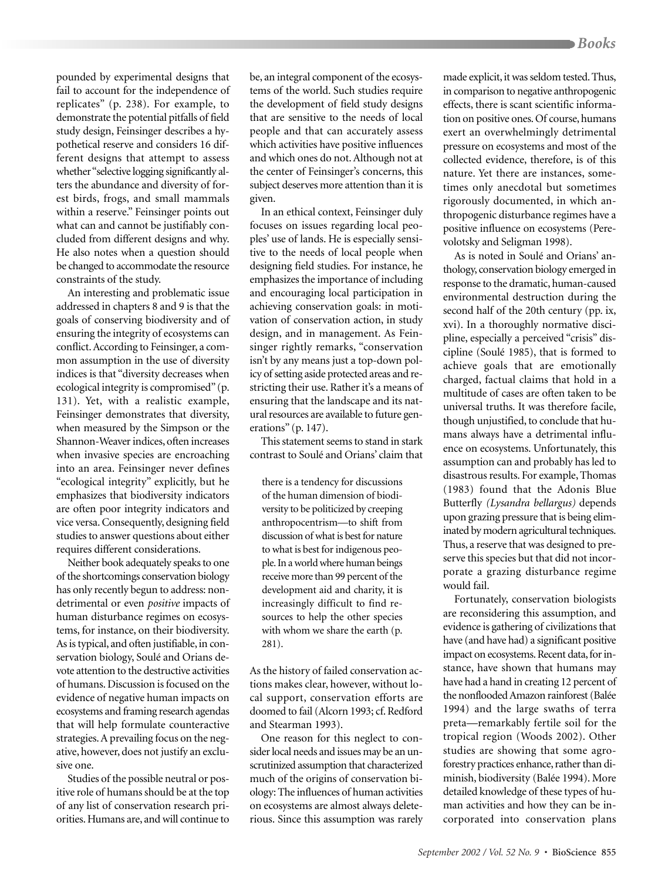pounded by experimental designs that fail to account for the independence of replicates" (p. 238). For example, to demonstrate the potential pitfalls of field study design, Feinsinger describes a hypothetical reserve and considers 16 different designs that attempt to assess whether "selective logging significantly alters the abundance and diversity of forest birds, frogs, and small mammals within a reserve." Feinsinger points out what can and cannot be justifiably concluded from different designs and why. He also notes when a question should be changed to accommodate the resource constraints of the study.

An interesting and problematic issue addressed in chapters 8 and 9 is that the goals of conserving biodiversity and of ensuring the integrity of ecosystems can conflict. According to Feinsinger, a common assumption in the use of diversity indices is that "diversity decreases when ecological integrity is compromised" (p. 131). Yet, with a realistic example, Feinsinger demonstrates that diversity, when measured by the Simpson or the Shannon-Weaver indices, often increases when invasive species are encroaching into an area. Feinsinger never defines "ecological integrity" explicitly, but he emphasizes that biodiversity indicators are often poor integrity indicators and vice versa. Consequently, designing field studies to answer questions about either requires different considerations.

Neither book adequately speaks to one of the shortcomings conservation biology has only recently begun to address: nondetrimental or even *positive* impacts of human disturbance regimes on ecosystems, for instance, on their biodiversity. As is typical, and often justifiable, in conservation biology, Soulé and Orians devote attention to the destructive activities of humans. Discussion is focused on the evidence of negative human impacts on ecosystems and framing research agendas that will help formulate counteractive strategies. A prevailing focus on the negative, however, does not justify an exclusive one.

Studies of the possible neutral or positive role of humans should be at the top of any list of conservation research priorities. Humans are, and will continue to be, an integral component of the ecosystems of the world. Such studies require the development of field study designs that are sensitive to the needs of local people and that can accurately assess which activities have positive influences and which ones do not. Although not at the center of Feinsinger's concerns, this subject deserves more attention than it is given.

In an ethical context, Feinsinger duly focuses on issues regarding local peoples' use of lands. He is especially sensitive to the needs of local people when designing field studies. For instance, he emphasizes the importance of including and encouraging local participation in achieving conservation goals: in motivation of conservation action, in study design, and in management. As Feinsinger rightly remarks, "conservation isn't by any means just a top-down policy of setting aside protected areas and restricting their use. Rather it's a means of ensuring that the landscape and its natural resources are available to future generations" (p. 147).

This statement seems to stand in stark contrast to Soulé and Orians' claim that

> there is a tendency for discussions of the human dimension of biodiversity to be politicized by creeping anthropocentrism—to shift from discussion of what is best for nature to what is best for indigenous people. In a world where human beings receive more than 99 percent of the development aid and charity, it is increasingly difficult to find resources to help the other species with whom we share the earth (p. 281).

As the history of failed conservation actions makes clear, however, without local support, conservation efforts are doomed to fail (Alcorn 1993; cf. Redford and Stearman 1993).

One reason for this neglect to consider local needs and issues may be an unscrutinized assumption that characterized much of the origins of conservation biology: The influences of human activities on ecosystems are almost always deleterious. Since this assumption was rarely made explicit, it was seldom tested. Thus, in comparison to negative anthropogenic effects, there is scant scientific information on positive ones. Of course, humans exert an overwhelmingly detrimental pressure on ecosystems and most of the collected evidence, therefore, is of this nature. Yet there are instances, sometimes only anecdotal but sometimes rigorously documented, in which anthropogenic disturbance regimes have a positive influence on ecosystems (Perevolotsky and Seligman 1998).

As is noted in Soulé and Orians' anthology, conservation biology emerged in response to the dramatic, human-caused environmental destruction during the second half of the 20th century (pp. ix, xvi). In a thoroughly normative discipline, especially a perceived "crisis" discipline (Soulé 1985), that is formed to achieve goals that are emotionally charged, factual claims that hold in a multitude of cases are often taken to be universal truths. It was therefore facile, though unjustified, to conclude that humans always have a detrimental influence on ecosystems. Unfortunately, this assumption can and probably has led to disastrous results. For example, Thomas (1983) found that the Adonis Blue Butterfly *(Lysandra bellargus)* depends upon grazing pressure that is being eliminated by modern agricultural techniques. Thus, a reserve that was designed to preserve this species but that did not incorporate a grazing disturbance regime would fail.

Fortunately, conservation biologists are reconsidering this assumption, and evidence is gathering of civilizations that have (and have had) a significant positive impact on ecosystems. Recent data, for instance, have shown that humans may have had a hand in creating 12 percent of the nonflooded Amazon rainforest (Balée 1994) and the large swaths of terra preta—remarkably fertile soil for the tropical region (Woods 2002). Other studies are showing that some agroforestry practices enhance, rather than diminish, biodiversity (Balée 1994). More detailed knowledge of these types of human activities and how they can be incorporated into conservation plans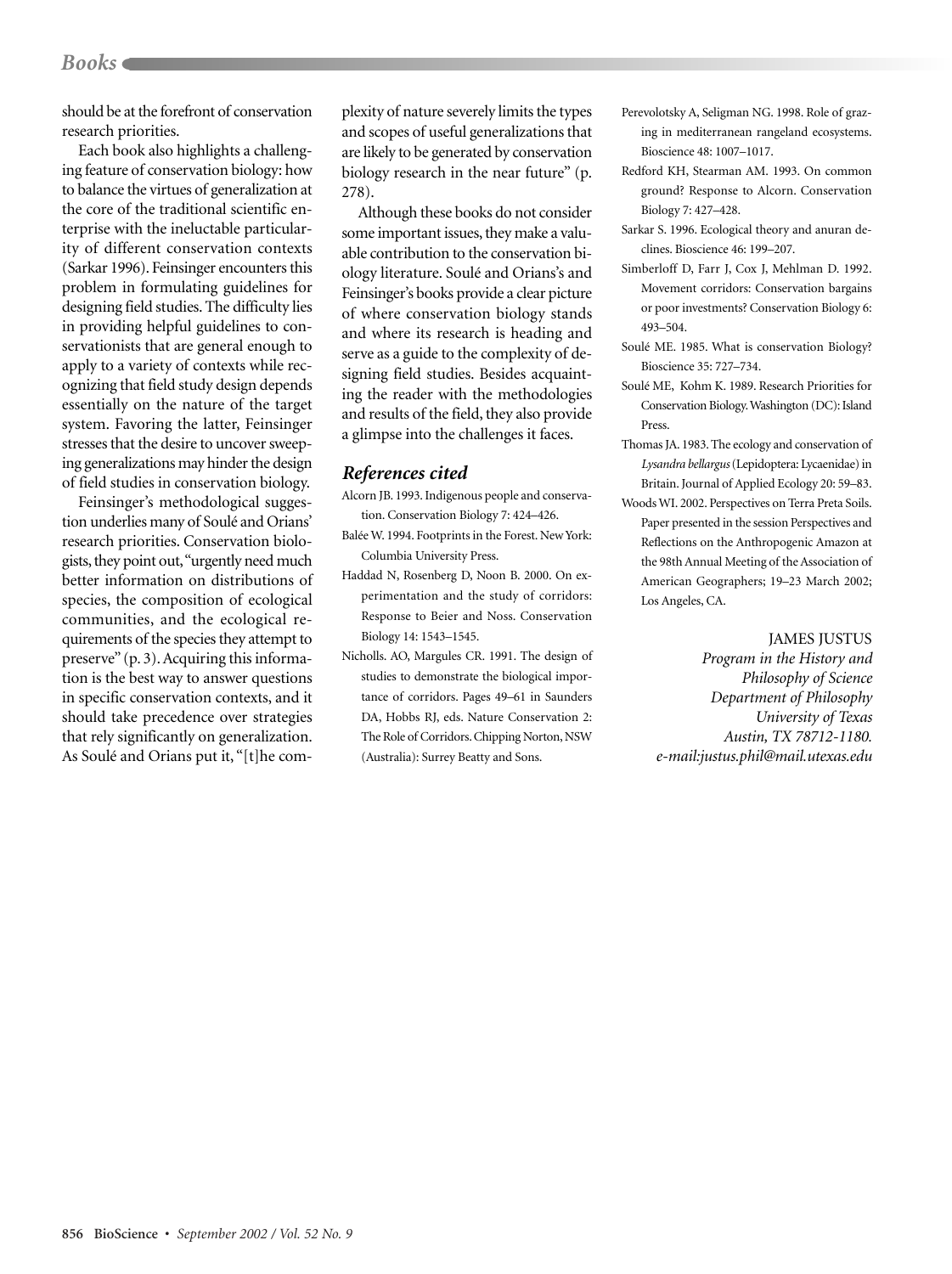should be at the forefront of conservation research priorities.

Each book also highlights a challenging feature of conservation biology: how to balance the virtues of generalization at the core of the traditional scientific enterprise with the ineluctable particularity of different conservation contexts (Sarkar 1996). Feinsinger encounters this problem in formulating guidelines for designing field studies. The difficulty lies in providing helpful guidelines to conservationists that are general enough to apply to a variety of contexts while recognizing that field study design depends essentially on the nature of the target system. Favoring the latter, Feinsinger stresses that the desire to uncover sweeping generalizations may hinder the design of field studies in conservation biology.

Feinsinger's methodological suggestion underlies many of Soulé and Orians' research priorities. Conservation biologists, they point out, "urgently need much better information on distributions of species, the composition of ecological communities, and the ecological requirements of the species they attempt to preserve" (p. 3). Acquiring this information is the best way to answer questions in specific conservation contexts, and it should take precedence over strategies that rely significantly on generalization. As Soulé and Orians put it, "[t]he complexity of nature severely limits the types and scopes of useful generalizations that are likely to be generated by conservation biology research in the near future" (p. 278).

Although these books do not consider some important issues, they make a valuable contribution to the conservation biology literature. Soulé and Orians's and Feinsinger's books provide a clear picture of where conservation biology stands and where its research is heading and serve as a guide to the complexity of designing field studies. Besides acquainting the reader with the methodologies and results of the field, they also provide a glimpse into the challenges it faces.

## References cited

Alcorn JB. 1993. Indigenous people and conservation. Conservation Biology 7: 424–426.

Balée W. 1994. Footprints in the Forest. New York: Columbia University Press.

Haddad N, Rosenberg D, Noon B. 2000. On experimentation and the study of corridors: Response to Beier and Noss. Conservation Biology 14: 1543–1545.

Nicholls. AO, Margules CR. 1991. The design of studies to demonstrate the biological importance of corridors. Pages 49–61 in Saunders DA, Hobbs RJ, eds. Nature Conservation 2: The Role of Corridors. Chipping Norton, NSW (Australia): Surrey Beatty and Sons.

Perevolotsky A, Seligman NG. 1998. Role of grazing in mediterranean rangeland ecosystems. Bioscience 48: 1007–1017.

Redford KH, Stearman AM. 1993. On common ground? Response to Alcorn. Conservation Biology 7: 427–428.

Sarkar S. 1996. Ecological theory and anuran declines. Bioscience 46: 199–207.

Simberloff D, Farr J, Cox J, Mehlman D. 1992. Movement corridors: Conservation bargains or poor investments? Conservation Biology 6: 493–504.

Soulé ME. 1985. What is conservation Biology? Bioscience 35: 727–734.

Soulé ME, Kohm K. 1989. Research Priorities for Conservation Biology. Washington (DC): Island Press.

Thomas JA. 1983. The ecology and conservation of *Lysandra bellargus* (Lepidoptera: Lycaenidae) in Britain. Journal of Applied Ecology 20: 59–83.

Woods WI. 2002. Perspectives on Terra Preta Soils. Paper presented in the session Perspectives and Reflections on the Anthropogenic Amazon at the 98th Annual Meeting of the Association of American Geographers; 19–23 March 2002; Los Angeles, CA.

JAMES JUSTUS
*Program in the History and Philosophy of Science*
*Department of Philosophy*
*University of Texas*
*Austin, TX 78712-1180.*
*e-mail:justus.phil@mail.utexas.edu*